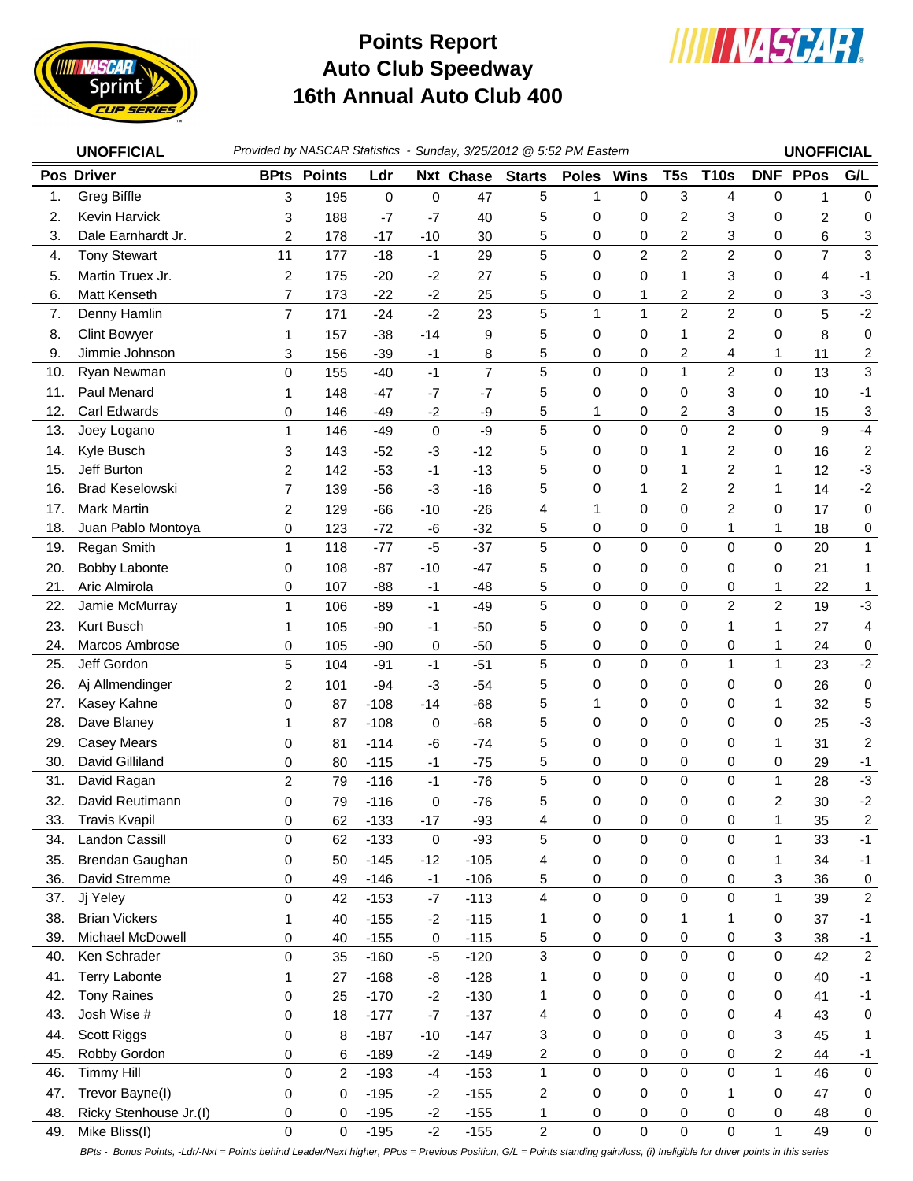# Points Report
## Auto Club Speedway
## 16th Annual Auto Club 400

**UNOFFICIAL** *Provided by NASCAR Statistics - Sunday, 3/25/2012 @ 5:52 PM Eastern* **UNOFFICIAL**

| Pos | Driver | BPts | Points | Ldr | Nxt | Chase | Starts | Poles | Wins | T5s | T10s | DNF | PPos | G/L |
|---|---|---|---|---|---|---|---|---|---|---|---|---|---|---|
| 1. | Greg Biffle | 3 | 195 | 0 | 0 | 47 | 5 | 1 | 0 | 3 | 4 | 0 | 1 | 0 |
| 2. | Kevin Harvick | 3 | 188 | -7 | -7 | 40 | 5 | 0 | 0 | 2 | 3 | 0 | 2 | 0 |
| 3. | Dale Earnhardt Jr. | 2 | 178 | -17 | -10 | 30 | 5 | 0 | 0 | 2 | 3 | 0 | 6 | 3 |
| 4. | Tony Stewart | 11 | 177 | -18 | -1 | 29 | 5 | 0 | 2 | 2 | 2 | 0 | 7 | 3 |
| 5. | Martin Truex Jr. | 2 | 175 | -20 | -2 | 27 | 5 | 0 | 0 | 1 | 3 | 0 | 4 | -1 |
| 6. | Matt Kenseth | 7 | 173 | -22 | -2 | 25 | 5 | 0 | 1 | 2 | 2 | 0 | 3 | -3 |
| 7. | Denny Hamlin | 7 | 171 | -24 | -2 | 23 | 5 | 1 | 1 | 2 | 2 | 0 | 5 | -2 |
| 8. | Clint Bowyer | 1 | 157 | -38 | -14 | 9 | 5 | 0 | 0 | 1 | 2 | 0 | 8 | 0 |
| 9. | Jimmie Johnson | 3 | 156 | -39 | -1 | 8 | 5 | 0 | 0 | 2 | 4 | 1 | 11 | 2 |
| 10. | Ryan Newman | 0 | 155 | -40 | -1 | 7 | 5 | 0 | 0 | 1 | 2 | 0 | 13 | 3 |
| 11. | Paul Menard | 1 | 148 | -47 | -7 | -7 | 5 | 0 | 0 | 0 | 3 | 0 | 10 | -1 |
| 12. | Carl Edwards | 0 | 146 | -49 | -2 | -9 | 5 | 1 | 0 | 2 | 3 | 0 | 15 | 3 |
| 13. | Joey Logano | 1 | 146 | -49 | 0 | -9 | 5 | 0 | 0 | 0 | 2 | 0 | 9 | -4 |
| 14. | Kyle Busch | 3 | 143 | -52 | -3 | -12 | 5 | 0 | 0 | 1 | 2 | 0 | 16 | 2 |
| 15. | Jeff Burton | 2 | 142 | -53 | -1 | -13 | 5 | 0 | 0 | 1 | 2 | 1 | 12 | -3 |
| 16. | Brad Keselowski | 7 | 139 | -56 | -3 | -16 | 5 | 0 | 1 | 2 | 2 | 1 | 14 | -2 |
| 17. | Mark Martin | 2 | 129 | -66 | -10 | -26 | 4 | 1 | 0 | 0 | 2 | 0 | 17 | 0 |
| 18. | Juan Pablo Montoya | 0 | 123 | -72 | -6 | -32 | 5 | 0 | 0 | 0 | 1 | 1 | 18 | 0 |
| 19. | Regan Smith | 1 | 118 | -77 | -5 | -37 | 5 | 0 | 0 | 0 | 0 | 0 | 20 | 1 |
| 20. | Bobby Labonte | 0 | 108 | -87 | -10 | -47 | 5 | 0 | 0 | 0 | 0 | 0 | 21 | 1 |
| 21. | Aric Almirola | 0 | 107 | -88 | -1 | -48 | 5 | 0 | 0 | 0 | 0 | 1 | 22 | 1 |
| 22. | Jamie McMurray | 1 | 106 | -89 | -1 | -49 | 5 | 0 | 0 | 0 | 2 | 2 | 19 | -3 |
| 23. | Kurt Busch | 1 | 105 | -90 | -1 | -50 | 5 | 0 | 0 | 0 | 1 | 1 | 27 | 4 |
| 24. | Marcos Ambrose | 0 | 105 | -90 | 0 | -50 | 5 | 0 | 0 | 0 | 0 | 1 | 24 | 0 |
| 25. | Jeff Gordon | 5 | 104 | -91 | -1 | -51 | 5 | 0 | 0 | 0 | 1 | 1 | 23 | -2 |
| 26. | Aj Allmendinger | 2 | 101 | -94 | -3 | -54 | 5 | 0 | 0 | 0 | 0 | 0 | 26 | 0 |
| 27. | Kasey Kahne | 0 | 87 | -108 | -14 | -68 | 5 | 1 | 0 | 0 | 0 | 1 | 32 | 5 |
| 28. | Dave Blaney | 1 | 87 | -108 | 0 | -68 | 5 | 0 | 0 | 0 | 0 | 0 | 25 | -3 |
| 29. | Casey Mears | 0 | 81 | -114 | -6 | -74 | 5 | 0 | 0 | 0 | 0 | 1 | 31 | 2 |
| 30. | David Gilliland | 0 | 80 | -115 | -1 | -75 | 5 | 0 | 0 | 0 | 0 | 0 | 29 | -1 |
| 31. | David Ragan | 2 | 79 | -116 | -1 | -76 | 5 | 0 | 0 | 0 | 0 | 1 | 28 | -3 |
| 32. | David Reutimann | 0 | 79 | -116 | 0 | -76 | 5 | 0 | 0 | 0 | 0 | 2 | 30 | -2 |
| 33. | Travis Kvapil | 0 | 62 | -133 | -17 | -93 | 4 | 0 | 0 | 0 | 0 | 1 | 35 | 2 |
| 34. | Landon Cassill | 0 | 62 | -133 | 0 | -93 | 5 | 0 | 0 | 0 | 0 | 1 | 33 | -1 |
| 35. | Brendan Gaughan | 0 | 50 | -145 | -12 | -105 | 4 | 0 | 0 | 0 | 0 | 1 | 34 | -1 |
| 36. | David Stremme | 0 | 49 | -146 | -1 | -106 | 5 | 0 | 0 | 0 | 0 | 3 | 36 | 0 |
| 37. | Jj Yeley | 0 | 42 | -153 | -7 | -113 | 4 | 0 | 0 | 0 | 0 | 1 | 39 | 2 |
| 38. | Brian Vickers | 1 | 40 | -155 | -2 | -115 | 1 | 0 | 0 | 1 | 1 | 0 | 37 | -1 |
| 39. | Michael McDowell | 0 | 40 | -155 | 0 | -115 | 5 | 0 | 0 | 0 | 0 | 3 | 38 | -1 |
| 40. | Ken Schrader | 0 | 35 | -160 | -5 | -120 | 3 | 0 | 0 | 0 | 0 | 0 | 42 | 2 |
| 41. | Terry Labonte | 1 | 27 | -168 | -8 | -128 | 1 | 0 | 0 | 0 | 0 | 0 | 40 | -1 |
| 42. | Tony Raines | 0 | 25 | -170 | -2 | -130 | 1 | 0 | 0 | 0 | 0 | 0 | 41 | -1 |
| 43. | Josh Wise # | 0 | 18 | -177 | -7 | -137 | 4 | 0 | 0 | 0 | 0 | 4 | 43 | 0 |
| 44. | Scott Riggs | 0 | 8 | -187 | -10 | -147 | 3 | 0 | 0 | 0 | 0 | 3 | 45 | 1 |
| 45. | Robby Gordon | 0 | 6 | -189 | -2 | -149 | 2 | 0 | 0 | 0 | 0 | 2 | 44 | -1 |
| 46. | Timmy Hill | 0 | 2 | -193 | -4 | -153 | 1 | 0 | 0 | 0 | 0 | 1 | 46 | 0 |
| 47. | Trevor Bayne(I) | 0 | 0 | -195 | -2 | -155 | 2 | 0 | 0 | 0 | 1 | 0 | 47 | 0 |
| 48. | Ricky Stenhouse Jr.(I) | 0 | 0 | -195 | -2 | -155 | 1 | 0 | 0 | 0 | 0 | 0 | 48 | 0 |
| 49. | Mike Bliss(I) | 0 | 0 | -195 | -2 | -155 | 2 | 0 | 0 | 0 | 0 | 1 | 49 | 0 |

*BPts - Bonus Points, -Ldr/-Nxt = Points behind Leader/Next higher, PPos = Previous Position, G/L = Points standing gain/loss, (i) Ineligible for driver points in this series*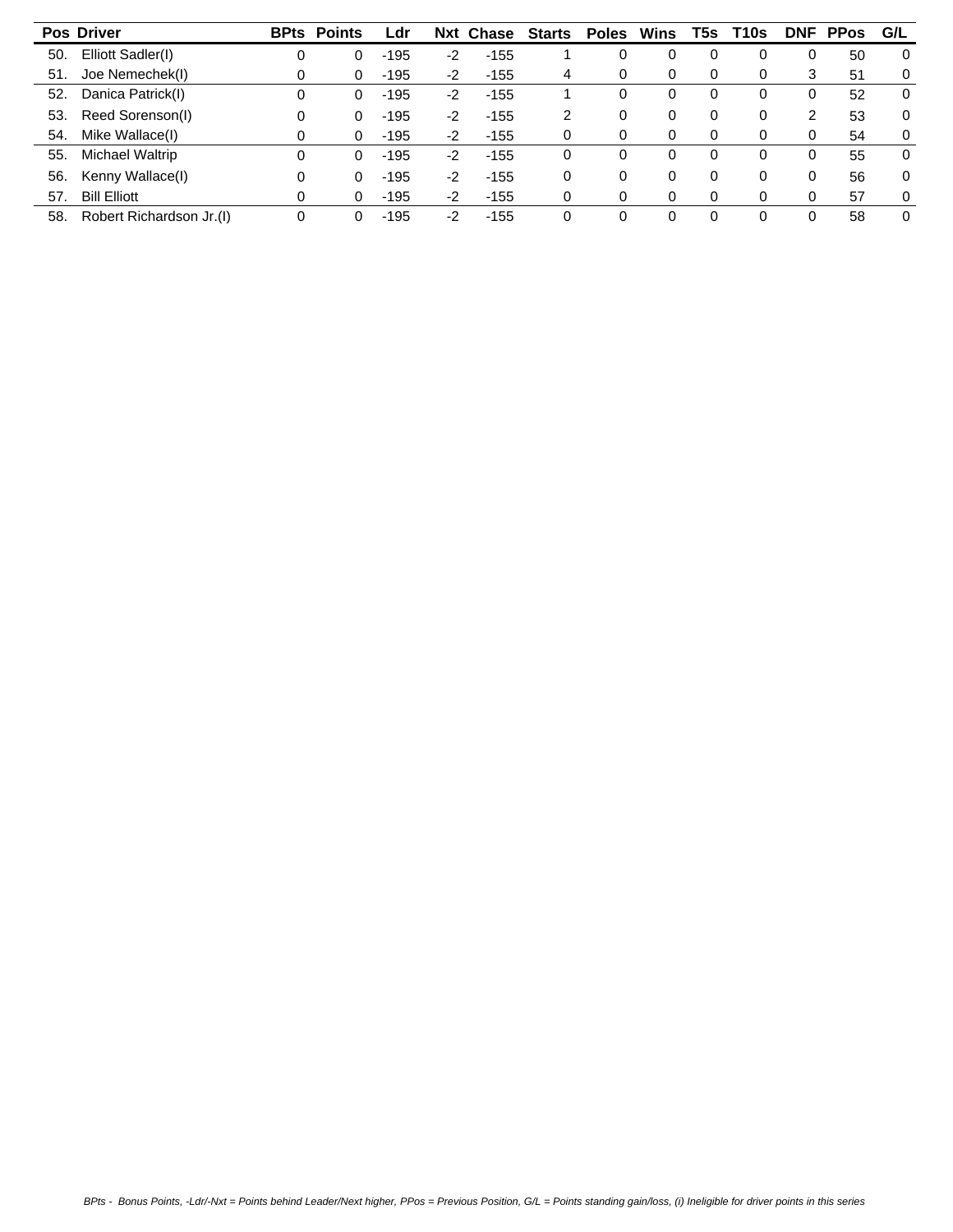| Pos | Driver | BPts | Points | Ldr | Nxt | Chase | Starts | Poles | Wins | T5s | T10s | DNF | PPos | G/L |
|---|---|---|---|---|---|---|---|---|---|---|---|---|---|---|
| 50. | Elliott Sadler(I) | 0 | 0 | -195 | -2 | -155 | 1 | 0 | 0 | 0 | 0 | 0 | 50 | 0 |
| 51. | Joe Nemechek(I) | 0 | 0 | -195 | -2 | -155 | 4 | 0 | 0 | 0 | 0 | 3 | 51 | 0 |
| 52. | Danica Patrick(I) | 0 | 0 | -195 | -2 | -155 | 1 | 0 | 0 | 0 | 0 | 0 | 52 | 0 |
| 53. | Reed Sorenson(I) | 0 | 0 | -195 | -2 | -155 | 2 | 0 | 0 | 0 | 0 | 2 | 53 | 0 |
| 54. | Mike Wallace(I) | 0 | 0 | -195 | -2 | -155 | 0 | 0 | 0 | 0 | 0 | 0 | 54 | 0 |
| 55. | Michael Waltrip | 0 | 0 | -195 | -2 | -155 | 0 | 0 | 0 | 0 | 0 | 0 | 55 | 0 |
| 56. | Kenny Wallace(I) | 0 | 0 | -195 | -2 | -155 | 0 | 0 | 0 | 0 | 0 | 0 | 56 | 0 |
| 57. | Bill Elliott | 0 | 0 | -195 | -2 | -155 | 0 | 0 | 0 | 0 | 0 | 0 | 57 | 0 |
| 58. | Robert Richardson Jr.(I) | 0 | 0 | -195 | -2 | -155 | 0 | 0 | 0 | 0 | 0 | 0 | 58 | 0 |

*BPts - Bonus Points, -Ldr/-Nxt = Points behind Leader/Next higher, PPos = Previous Position, G/L = Points standing gain/loss, (i) Ineligible for driver points in this series*